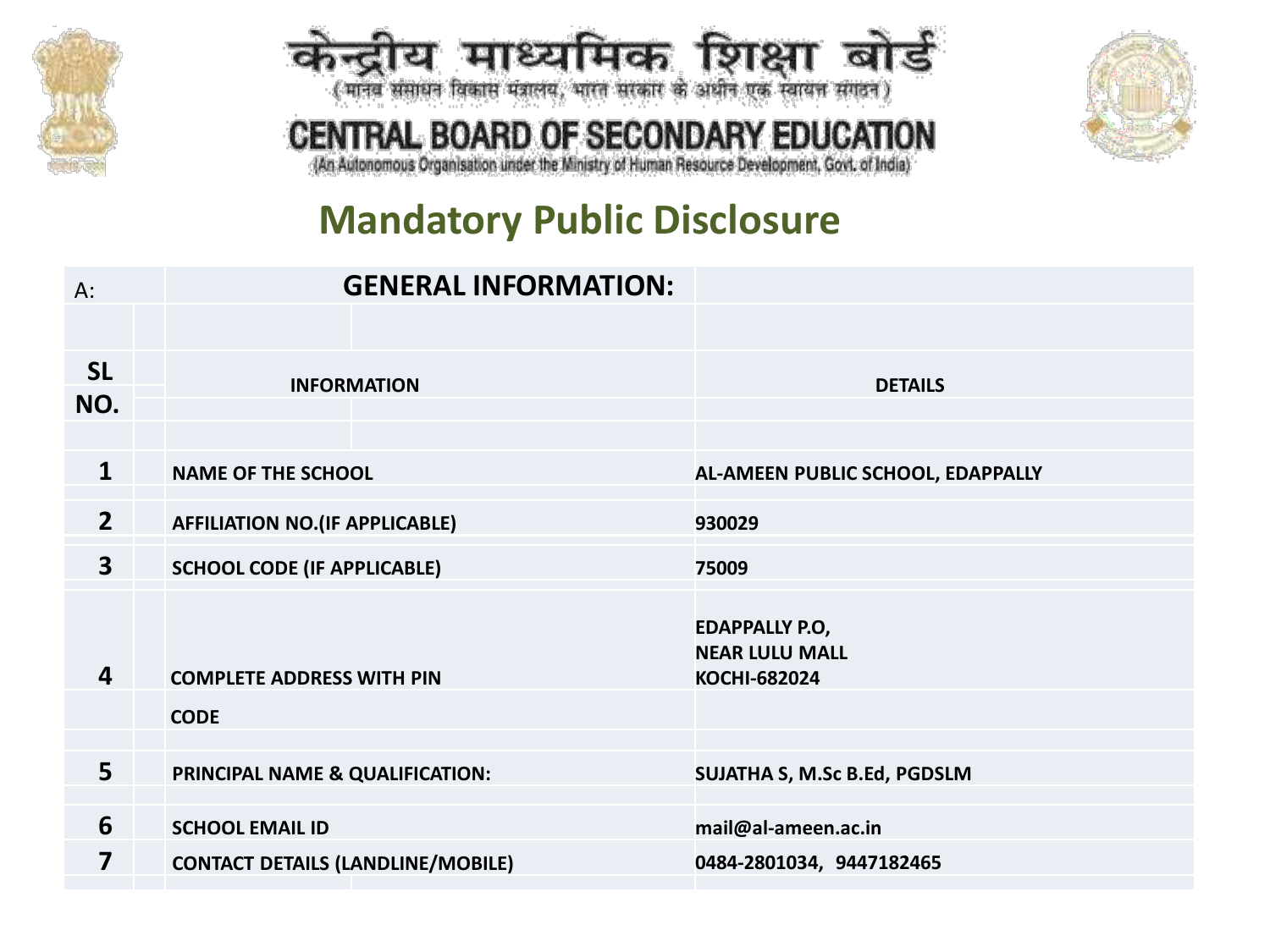केन्द्रीय माध्यमिक शिक्षा बोर्ड
(मानव संसाधन विकास मंत्रालय, भारत सरकार के अधीन एक स्वायत्त संगठन)

CENTRAL BOARD OF SECONDARY EDUCATION
(An Autonomous Organisation under the Ministry of Human Resource Development, Govt. of India)

# Mandatory Public Disclosure

## A: GENERAL INFORMATION:

| SL NO. | INFORMATION | DETAILS |
|---|---|---|
| 1 | NAME OF THE SCHOOL | AL-AMEEN PUBLIC SCHOOL, EDAPPALLY |
| 2 | AFFILIATION NO.(IF APPLICABLE) | 930029 |
| 3 | SCHOOL CODE (IF APPLICABLE) | 75009 |
| 4 | COMPLETE ADDRESS WITH PIN CODE | EDAPPALLY P.O, NEAR LULU MALL KOCHI-682024 |
| 5 | PRINCIPAL NAME & QUALIFICATION: | SUJATHA S, M.Sc B.Ed, PGDSLM |
| 6 | SCHOOL EMAIL ID | mail@al-ameen.ac.in |
| 7 | CONTACT DETAILS (LANDLINE/MOBILE) | 0484-2801034, 9447182465 |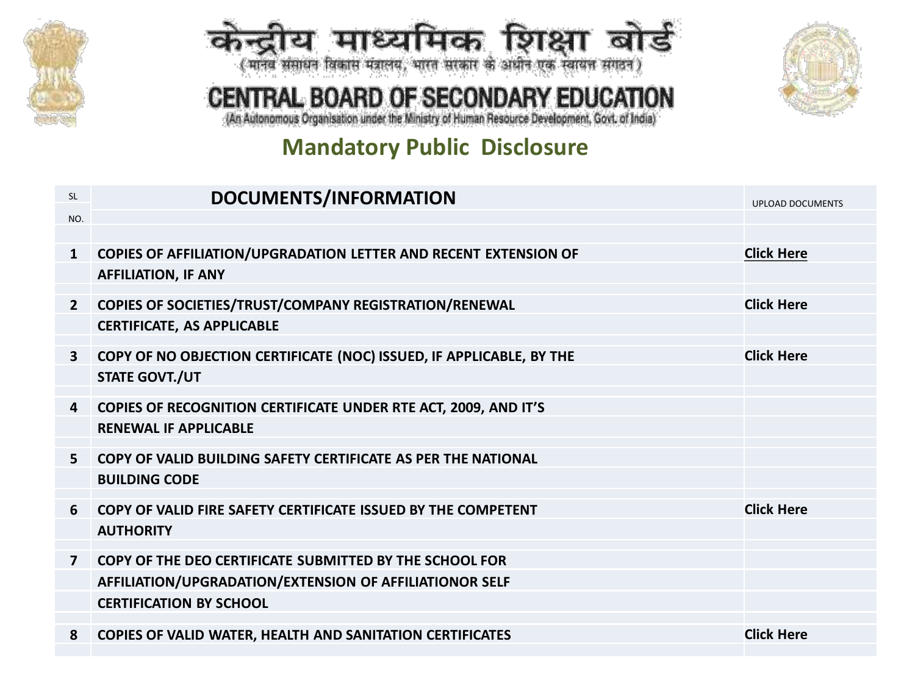# केन्द्रीय माध्यमिक शिक्षा बोर्ड

( मानव संसाधन विकास मंत्रालय, भारत सरकार के अधीन एक स्वायत्त संगठन )

# CENTRAL BOARD OF SECONDARY EDUCATION

(An Autonomous Organisation under the Ministry of Human Resource Development, Govt. of India)

## Mandatory Public Disclosure

| SL NO. | DOCUMENTS/INFORMATION | UPLOAD DOCUMENTS |
|---|---|---|
| 1 | COPIES OF AFFILIATION/UPGRADATION LETTER AND RECENT EXTENSION OF AFFILIATION, IF ANY | Click Here |
| 2 | COPIES OF SOCIETIES/TRUST/COMPANY REGISTRATION/RENEWAL CERTIFICATE, AS APPLICABLE | Click Here |
| 3 | COPY OF NO OBJECTION CERTIFICATE (NOC) ISSUED, IF APPLICABLE, BY THE STATE GOVT./UT | Click Here |
| 4 | COPIES OF RECOGNITION CERTIFICATE UNDER RTE ACT, 2009, AND IT'S RENEWAL IF APPLICABLE | |
| 5 | COPY OF VALID BUILDING SAFETY CERTIFICATE AS PER THE NATIONAL BUILDING CODE | |
| 6 | COPY OF VALID FIRE SAFETY CERTIFICATE ISSUED BY THE COMPETENT AUTHORITY | Click Here |
| 7 | COPY OF THE DEO CERTIFICATE SUBMITTED BY THE SCHOOL FOR AFFILIATION/UPGRADATION/EXTENSION OF AFFILIATIONOR SELF CERTIFICATION BY SCHOOL | |
| 8 | COPIES OF VALID WATER, HEALTH AND SANITATION CERTIFICATES | Click Here |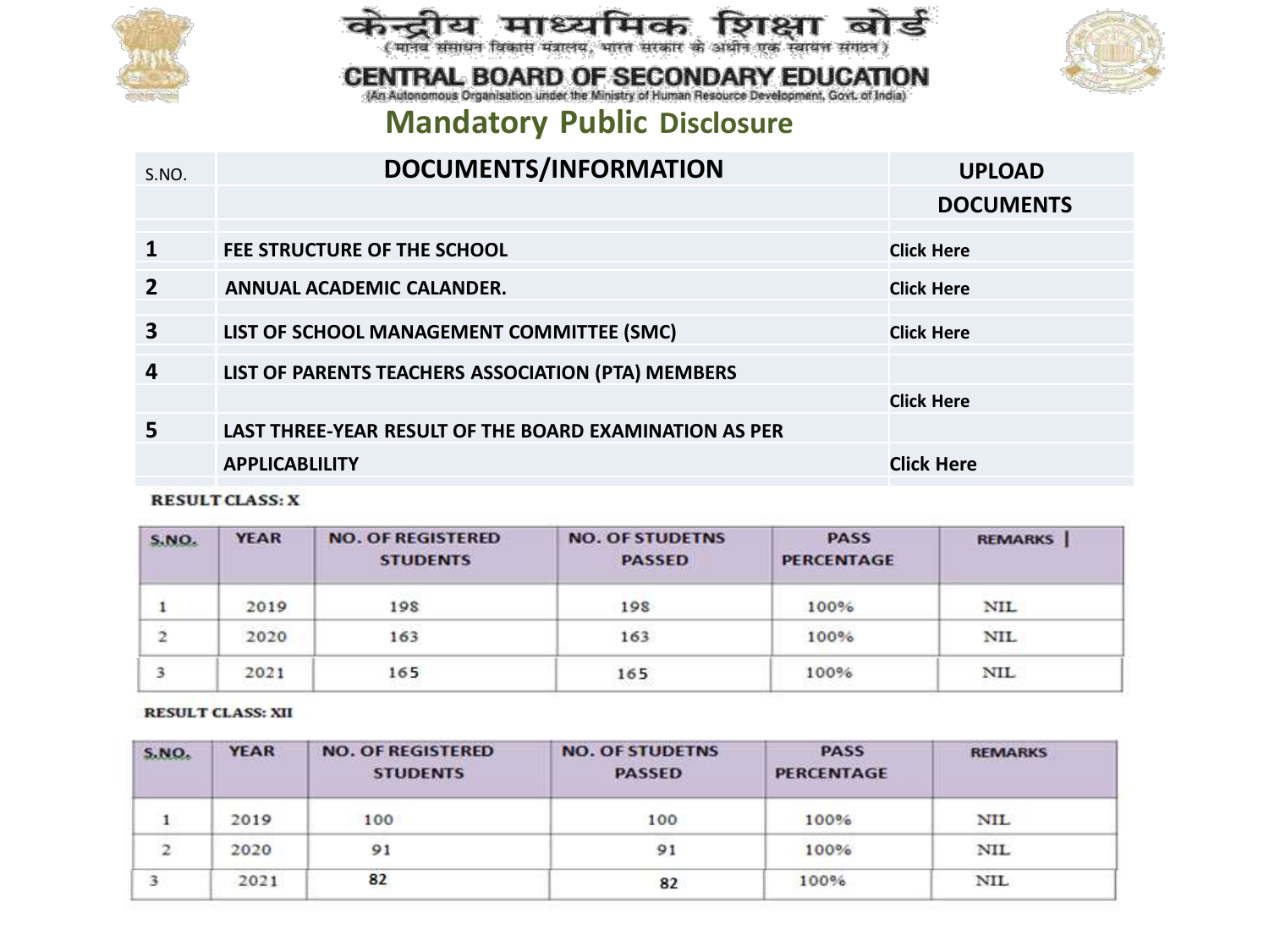# केन्द्रीय माध्यमिक शिक्षा बोर्ड

(मानव संसाधन विकास मंत्रालय, भारत सरकार के अधीन एक स्वायत्त संगठन)

# CENTRAL BOARD OF SECONDARY EDUCATION

(An Autonomous Organisation under the Ministry of Human Resource Development, Govt. of India)

## Mandatory Public Disclosure

| S.NO. | DOCUMENTS/INFORMATION | UPLOAD DOCUMENTS |
|---|---|---|
| 1 | FEE STRUCTURE OF THE SCHOOL | Click Here |
| 2 | ANNUAL ACADEMIC CALANDER. | Click Here |
| 3 | LIST OF SCHOOL MANAGEMENT COMMITTEE (SMC) | Click Here |
| 4 | LIST OF PARENTS TEACHERS ASSOCIATION (PTA) MEMBERS | Click Here |
| 5 | LAST THREE-YEAR RESULT OF THE BOARD EXAMINATION AS PER APPLICABLILITY | Click Here |

**RESULT CLASS: X**

| S.NO. | YEAR | NO. OF REGISTERED STUDENTS | NO. OF STUDETNS PASSED | PASS PERCENTAGE | REMARKS |
|---|---|---|---|---|---|
| 1 | 2019 | 198 | 198 | 100% | NIL |
| 2 | 2020 | 163 | 163 | 100% | NIL |
| 3 | 2021 | 165 | 165 | 100% | NIL |

**RESULT CLASS: XII**

| S.NO. | YEAR | NO. OF REGISTERED STUDENTS | NO. OF STUDETNS PASSED | PASS PERCENTAGE | REMARKS |
|---|---|---|---|---|---|
| 1 | 2019 | 100 | 100 | 100% | NIL |
| 2 | 2020 | 91 | 91 | 100% | NIL |
| 3 | 2021 | 82 | 82 | 100% | NIL |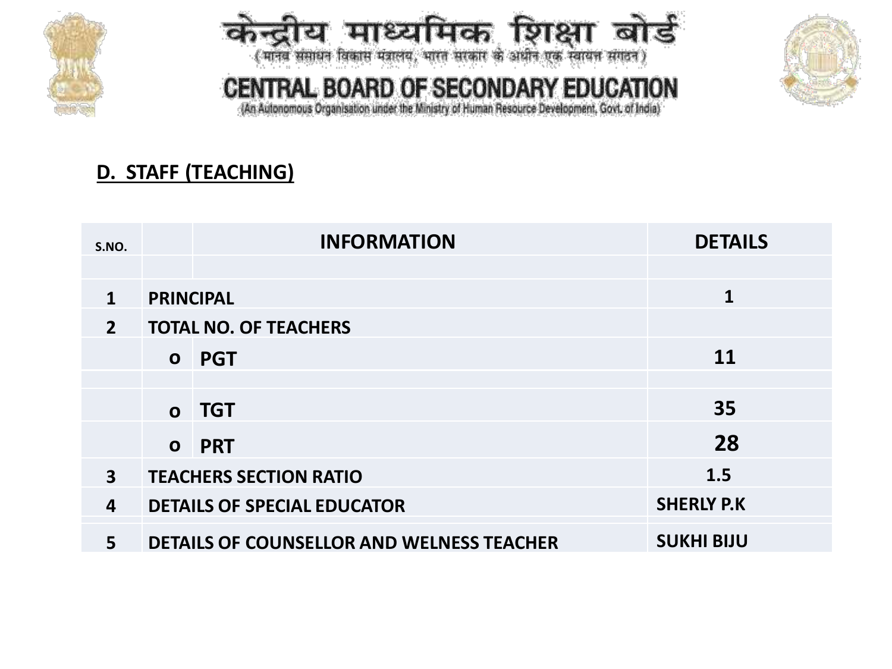केन्द्रीय माध्यमिक शिक्षा बोर्ड

( मानव संसाधन विकास मंत्रालय, भारत सरकार के अधीन एक स्वायत्त संगठन )

CENTRAL BOARD OF SECONDARY EDUCATION

(An Autonomous Organisation under the Ministry of Human Resource Development, Govt. of India)

## D. STAFF (TEACHING)

| S.NO. | | INFORMATION | DETAILS |
|---|---|---|---|
| | | | |
| 1 | PRINCIPAL | | 1 |
| 2 | TOTAL NO. OF TEACHERS | | |
| | o | PGT | 11 |
| | | | |
| | o | TGT | 35 |
| | o | PRT | 28 |
| 3 | TEACHERS SECTION RATIO | | 1.5 |
| 4 | DETAILS OF SPECIAL EDUCATOR | | SHERLY P.K |
| | | | |
| 5 | DETAILS OF COUNSELLOR AND WELNESS TEACHER | | SUKHI BIJU |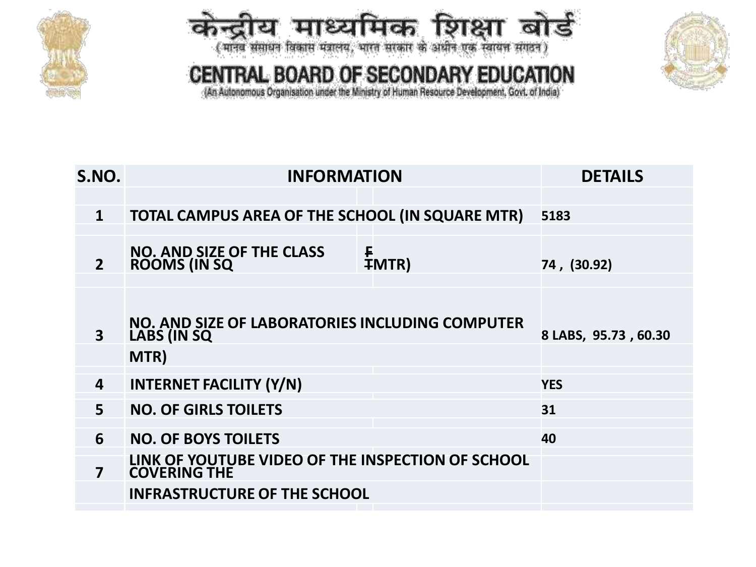# केन्द्रीय माध्यमिक शिक्षा बोर्ड

(मानव संसाधन विकास मंत्रालय, भारत सरकार के अधीन एक स्वायत्त संगठन)

# CENTRAL BOARD OF SECONDARY EDUCATION

(An Autonomous Organisation under the Ministry of Human Resource Development, Govt. of India)

| S.NO. | INFORMATION | DETAILS |
|---|---|---|
| 1 | TOTAL CAMPUS AREA OF THE SCHOOL (IN SQUARE MTR) | 5183 |
| 2 | NO. AND SIZE OF THE CLASS ROOMS (IN SQ FT MTR) | 74 , (30.92) |
| 3 | NO. AND SIZE OF LABORATORIES INCLUDING COMPUTER LABS (IN SQ MTR) | 8 LABS, 95.73 , 60.30 |
| 4 | INTERNET FACILITY (Y/N) | YES |
| 5 | NO. OF GIRLS TOILETS | 31 |
| 6 | NO. OF BOYS TOILETS | 40 |
| 7 | LINK OF YOUTUBE VIDEO OF THE INSPECTION OF SCHOOL COVERING THE INFRASTRUCTURE OF THE SCHOOL | |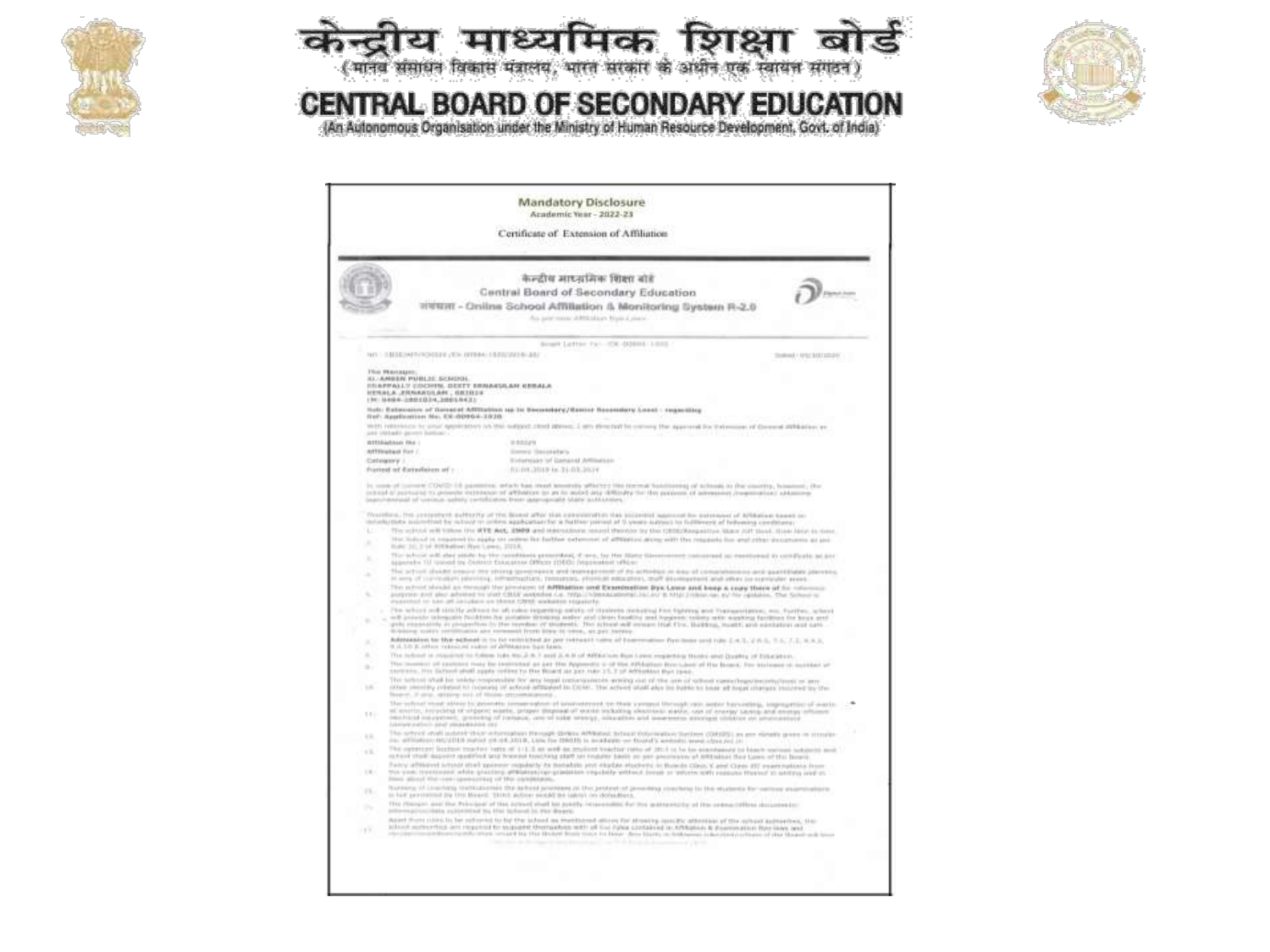# केन्द्रीय माध्यमिक शिक्षा बोर्ड

(मानव संसाधन विकास मंत्रालय, भारत सरकार के अधीन एक स्वायत्त संगठन)

# CENTRAL BOARD OF SECONDARY EDUCATION

(An Autonomous Organisation under the Ministry of Human Resource Development, Govt. of India)

## Mandatory Disclosure

Academic Year - 2022-23

Certificate of Extension of Affiliation

केन्द्रीय माध्यमिक शिक्षा बोर्ड

Central Board of Secondary Education

संबंधता - Online School Affiliation & Monitoring System R-2.0

The Manager,
AL-AMEEN PUBLIC SCHOOL
EDAPPALLY COCHIN, DISTT ERNAKULAM KERALA
KERALA, ERNAKULAM, 682024

Sub: Extension of General Affiliation up to Secondary/Senior Secondary Level - regarding

Ref: Application No. EX-00964-2020

| | |
|---|---|
| Affiliation No : | 930029 |
| Affiliated for : | Senior Secondary |
| Category : | Extension of General Affiliation |
| Period of Extension of : | 01.04.2019 to 31.03.2024 |